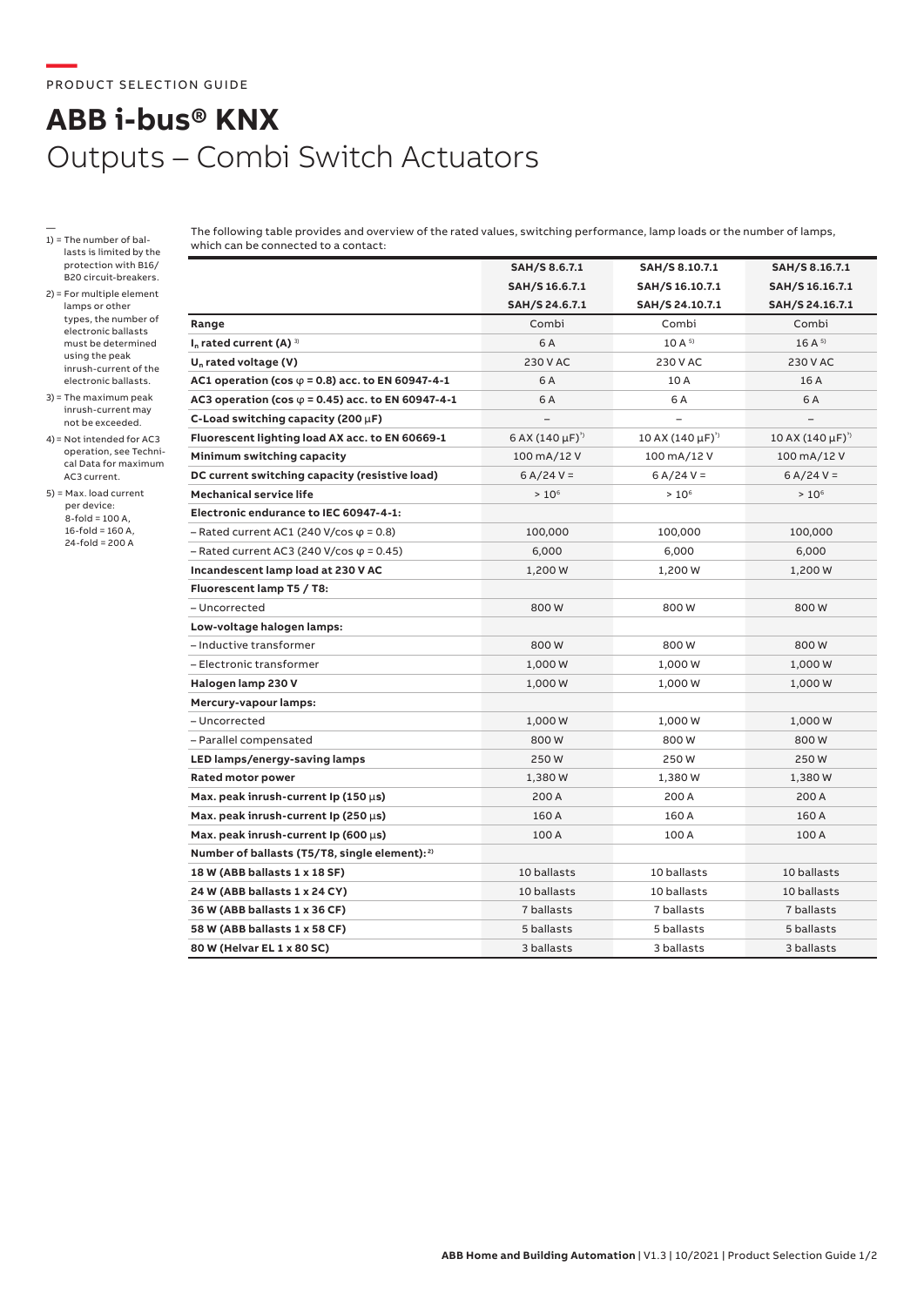PRODUCT SELECTION GUIDE

# ABB i-bus® KNX

## Outputs – Combi Switch Actuators

—
1) = The number of ballasts is limited by the protection with B16/B20 circuit-breakers.

2) = For multiple element lamps or other types, the number of electronic ballasts must be determined using the peak inrush-current of the electronic ballasts.

3) = The maximum peak inrush-current may not be exceeded.

4) = Not intended for AC3 operation, see Technical Data for maximum AC3 current.

5) = Max. load current per device:
8-fold = 100 A,
16-fold = 160 A,
24-fold = 200 A

The following table provides and overview of the rated values, switching performance, lamp loads or the number of lamps, which can be connected to a contact:

| | SAH/S 8.6.7.1<br>SAH/S 16.6.7.1<br>SAH/S 24.6.7.1 | SAH/S 8.10.7.1<br>SAH/S 16.10.7.1<br>SAH/S 24.10.7.1 | SAH/S 8.16.7.1<br>SAH/S 16.16.7.1<br>SAH/S 24.16.7.1 |
|---|---|---|---|
| **Range** | Combi | Combi | Combi |
| **$I_n$ rated current (A)** 3) | 6 A | 10 A 5) | 16 A 5) |
| **$U_n$ rated voltage (V)** | 230 V AC | 230 V AC | 230 V AC |
| **AC1 operation (cos φ = 0.8) acc. to EN 60947-4-1** | 6 A | 10 A | 16 A |
| **AC3 operation (cos φ = 0.45) acc. to EN 60947-4-1** | 6 A | 6 A | 6 A |
| **C-Load switching capacity (200 μF)** | – | – | – |
| **Fluorescent lighting load AX acc. to EN 60669-1** | 6 AX (140 μF)*) | 10 AX (140 μF)*) | 10 AX (140 μF)*) |
| **Minimum switching capacity** | 100 mA/12 V | 100 mA/12 V | 100 mA/12 V |
| **DC current switching capacity (resistive load)** | 6 A/24 V = | 6 A/24 V = | 6 A/24 V = |
| **Mechanical service life** | > $10^6$ | > $10^6$ | > $10^6$ |
| **Electronic endurance to IEC 60947-4-1:** | | | |
| – Rated current AC1 (240 V/cos φ = 0.8) | 100,000 | 100,000 | 100,000 |
| – Rated current AC3 (240 V/cos φ = 0.45) | 6,000 | 6,000 | 6,000 |
| **Incandescent lamp load at 230 V AC** | 1,200 W | 1,200 W | 1,200 W |
| **Fluorescent lamp T5 / T8:** | | | |
| – Uncorrected | 800 W | 800 W | 800 W |
| **Low-voltage halogen lamps:** | | | |
| – Inductive transformer | 800 W | 800 W | 800 W |
| – Electronic transformer | 1,000 W | 1,000 W | 1,000 W |
| **Halogen lamp 230 V** | 1,000 W | 1,000 W | 1,000 W |
| **Mercury-vapour lamps:** | | | |
| – Uncorrected | 1,000 W | 1,000 W | 1,000 W |
| – Parallel compensated | 800 W | 800 W | 800 W |
| **LED lamps/energy-saving lamps** | 250 W | 250 W | 250 W |
| **Rated motor power** | 1,380 W | 1,380 W | 1,380 W |
| **Max. peak inrush-current Ip (150 μs)** | 200 A | 200 A | 200 A |
| **Max. peak inrush-current Ip (250 μs)** | 160 A | 160 A | 160 A |
| **Max. peak inrush-current Ip (600 μs)** | 100 A | 100 A | 100 A |
| **Number of ballasts (T5/T8, single element):** 2) | | | |
| **18 W (ABB ballasts 1 x 18 SF)** | 10 ballasts | 10 ballasts | 10 ballasts |
| **24 W (ABB ballasts 1 x 24 CY)** | 10 ballasts | 10 ballasts | 10 ballasts |
| **36 W (ABB ballasts 1 x 36 CF)** | 7 ballasts | 7 ballasts | 7 ballasts |
| **58 W (ABB ballasts 1 x 58 CF)** | 5 ballasts | 5 ballasts | 5 ballasts |
| **80 W (Helvar EL 1 x 80 SC)** | 3 ballasts | 3 ballasts | 3 ballasts |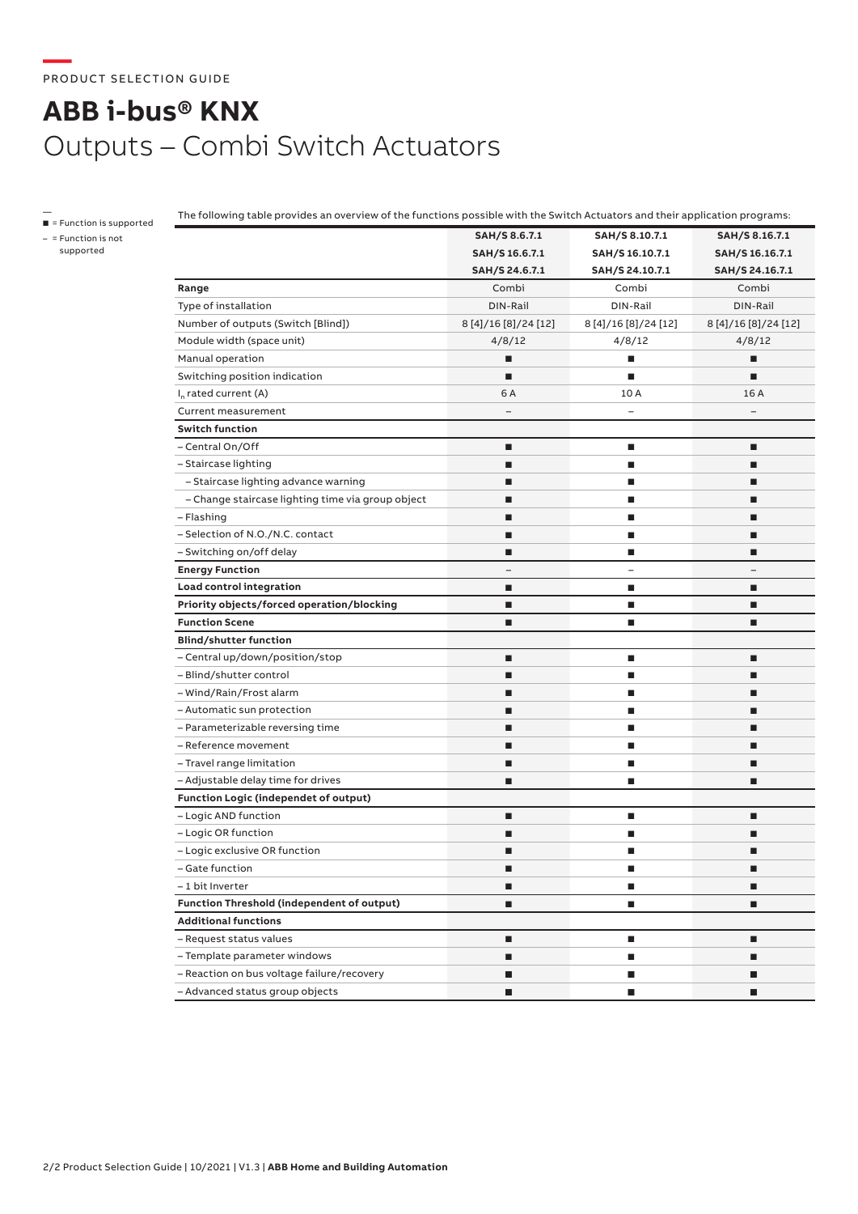PRODUCT SELECTION GUIDE

# ABB i-bus® KNX

## Outputs – Combi Switch Actuators

■ = Function is supported
– = Function is not supported

The following table provides an overview of the functions possible with the Switch Actuators and their application programs:

| | **SAH/S 8.6.7.1**<br>**SAH/S 16.6.7.1**<br>**SAH/S 24.6.7.1** | **SAH/S 8.10.7.1**<br>**SAH/S 16.10.7.1**<br>**SAH/S 24.10.7.1** | **SAH/S 8.16.7.1**<br>**SAH/S 16.16.7.1**<br>**SAH/S 24.16.7.1** |
|---|---|---|---|
| **Range** | Combi | Combi | Combi |
| Type of installation | DIN-Rail | DIN-Rail | DIN-Rail |
| Number of outputs (Switch [Blind]) | 8 [4]/16 [8]/24 [12] | 8 [4]/16 [8]/24 [12] | 8 [4]/16 [8]/24 [12] |
| Module width (space unit) | 4/8/12 | 4/8/12 | 4/8/12 |
| Manual operation | ■ | ■ | ■ |
| Switching position indication | ■ | ■ | ■ |
| $I_n$ rated current (A) | 6 A | 10 A | 16 A |
| Current measurement | – | – | – |
| **Switch function** | | | |
| – Central On/Off | ■ | ■ | ■ |
| – Staircase lighting | ■ | ■ | ■ |
| – Staircase lighting advance warning | ■ | ■ | ■ |
| – Change staircase lighting time via group object | ■ | ■ | ■ |
| – Flashing | ■ | ■ | ■ |
| – Selection of N.O./N.C. contact | ■ | ■ | ■ |
| – Switching on/off delay | ■ | ■ | ■ |
| **Energy Function** | – | – | – |
| **Load control integration** | ■ | ■ | ■ |
| **Priority objects/forced operation/blocking** | ■ | ■ | ■ |
| **Function Scene** | ■ | ■ | ■ |
| **Blind/shutter function** | | | |
| – Central up/down/position/stop | ■ | ■ | ■ |
| – Blind/shutter control | ■ | ■ | ■ |
| – Wind/Rain/Frost alarm | ■ | ■ | ■ |
| – Automatic sun protection | ■ | ■ | ■ |
| – Parameterizable reversing time | ■ | ■ | ■ |
| – Reference movement | ■ | ■ | ■ |
| – Travel range limitation | ■ | ■ | ■ |
| – Adjustable delay time for drives | ■ | ■ | ■ |
| **Function Logic (independet of output)** | | | |
| – Logic AND function | ■ | ■ | ■ |
| – Logic OR function | ■ | ■ | ■ |
| – Logic exclusive OR function | ■ | ■ | ■ |
| – Gate function | ■ | ■ | ■ |
| – 1 bit Inverter | ■ | ■ | ■ |
| **Function Threshold (independent of output)** | ■ | ■ | ■ |
| **Additional functions** | | | |
| – Request status values | ■ | ■ | ■ |
| – Template parameter windows | ■ | ■ | ■ |
| – Reaction on bus voltage failure/recovery | ■ | ■ | ■ |
| – Advanced status group objects | ■ | ■ | ■ |